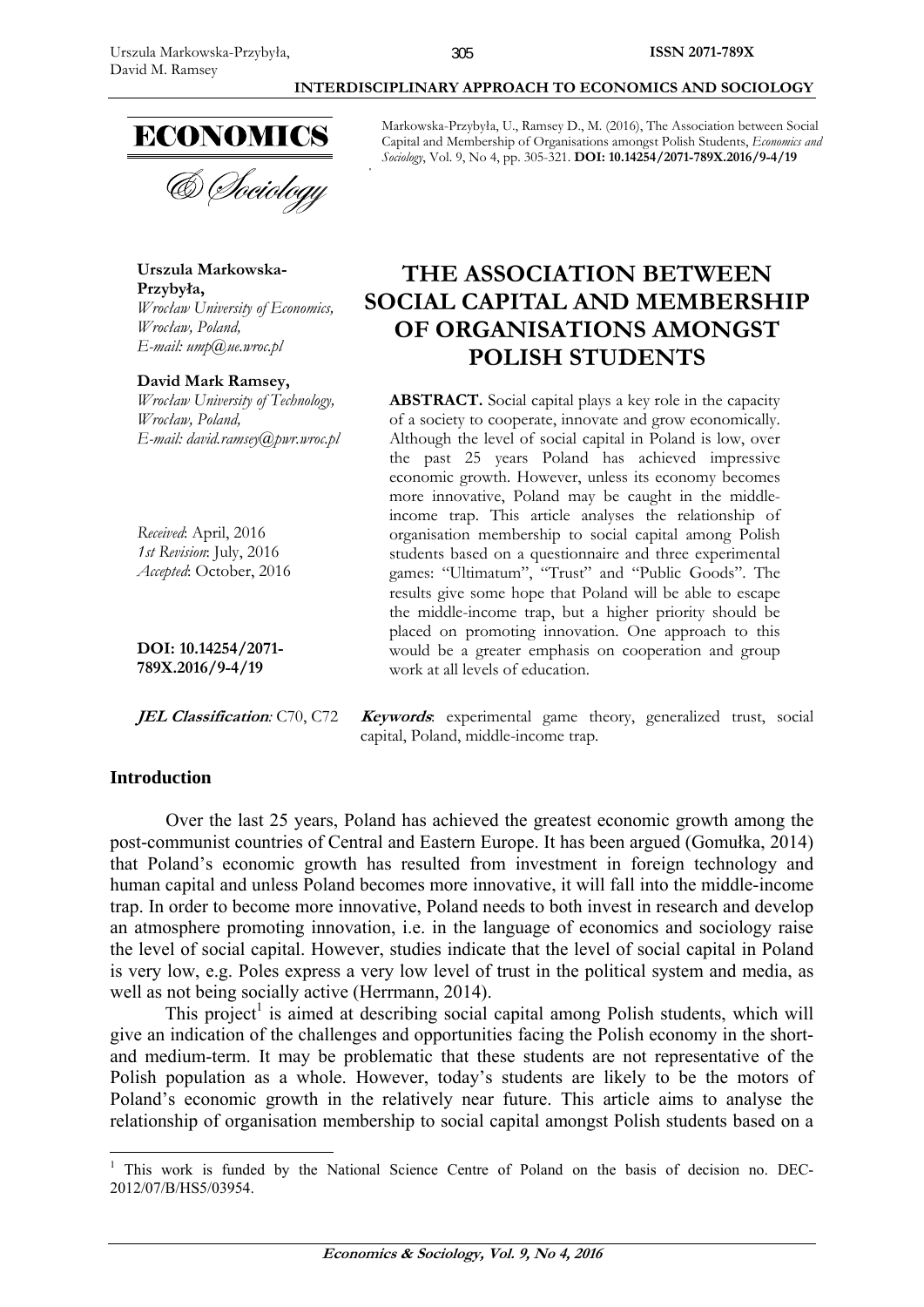Markowska-Przybyła, U., Ramsey D., M. (2016), The Association between Social Capital and Membership of Organisations amongst Polish Students, *Economics and Sociology*, Vol. 9, No 4, pp. 305-321. **DOI: 10.14254/2071-789X.2016/9-4/19**

**Urszula Markowska-Przybyła,**
*Wrocław University of Economics, Wrocław, Poland,*
*E-mail: ump@ue.wroc.pl*

**David Mark Ramsey,**
*Wrocław University of Technology, Wrocław, Poland,*
*E-mail: david.ramsey@pwr.wroc.pl*

*Received*: April, 2016
*1st Revision*: July, 2016
*Accepted*: October, 2016

**DOI: 10.14254/2071-789X.2016/9-4/19**

**JEL Classification**: C70, C72

# THE ASSOCIATION BETWEEN SOCIAL CAPITAL AND MEMBERSHIP OF ORGANISATIONS AMONGST POLISH STUDENTS

**ABSTRACT.** Social capital plays a key role in the capacity of a society to cooperate, innovate and grow economically. Although the level of social capital in Poland is low, over the past 25 years Poland has achieved impressive economic growth. However, unless its economy becomes more innovative, Poland may be caught in the middle-income trap. This article analyses the relationship of organisation membership to social capital among Polish students based on a questionnaire and three experimental games: "Ultimatum", "Trust" and "Public Goods". The results give some hope that Poland will be able to escape the middle-income trap, but a higher priority should be placed on promoting innovation. One approach to this would be a greater emphasis on cooperation and group work at all levels of education.

**Keywords**: experimental game theory, generalized trust, social capital, Poland, middle-income trap.

## Introduction

Over the last 25 years, Poland has achieved the greatest economic growth among the post-communist countries of Central and Eastern Europe. It has been argued (Gomułka, 2014) that Poland's economic growth has resulted from investment in foreign technology and human capital and unless Poland becomes more innovative, it will fall into the middle-income trap. In order to become more innovative, Poland needs to both invest in research and develop an atmosphere promoting innovation, i.e. in the language of economics and sociology raise the level of social capital. However, studies indicate that the level of social capital in Poland is very low, e.g. Poles express a very low level of trust in the political system and media, as well as not being socially active (Herrmann, 2014).

This project[1] is aimed at describing social capital among Polish students, which will give an indication of the challenges and opportunities facing the Polish economy in the short- and medium-term. It may be problematic that these students are not representative of the Polish population as a whole. However, today's students are likely to be the motors of Poland's economic growth in the relatively near future. This article aims to analyse the relationship of organisation membership to social capital amongst Polish students based on a

[1] This work is funded by the National Science Centre of Poland on the basis of decision no. DEC-2012/07/B/HS5/03954.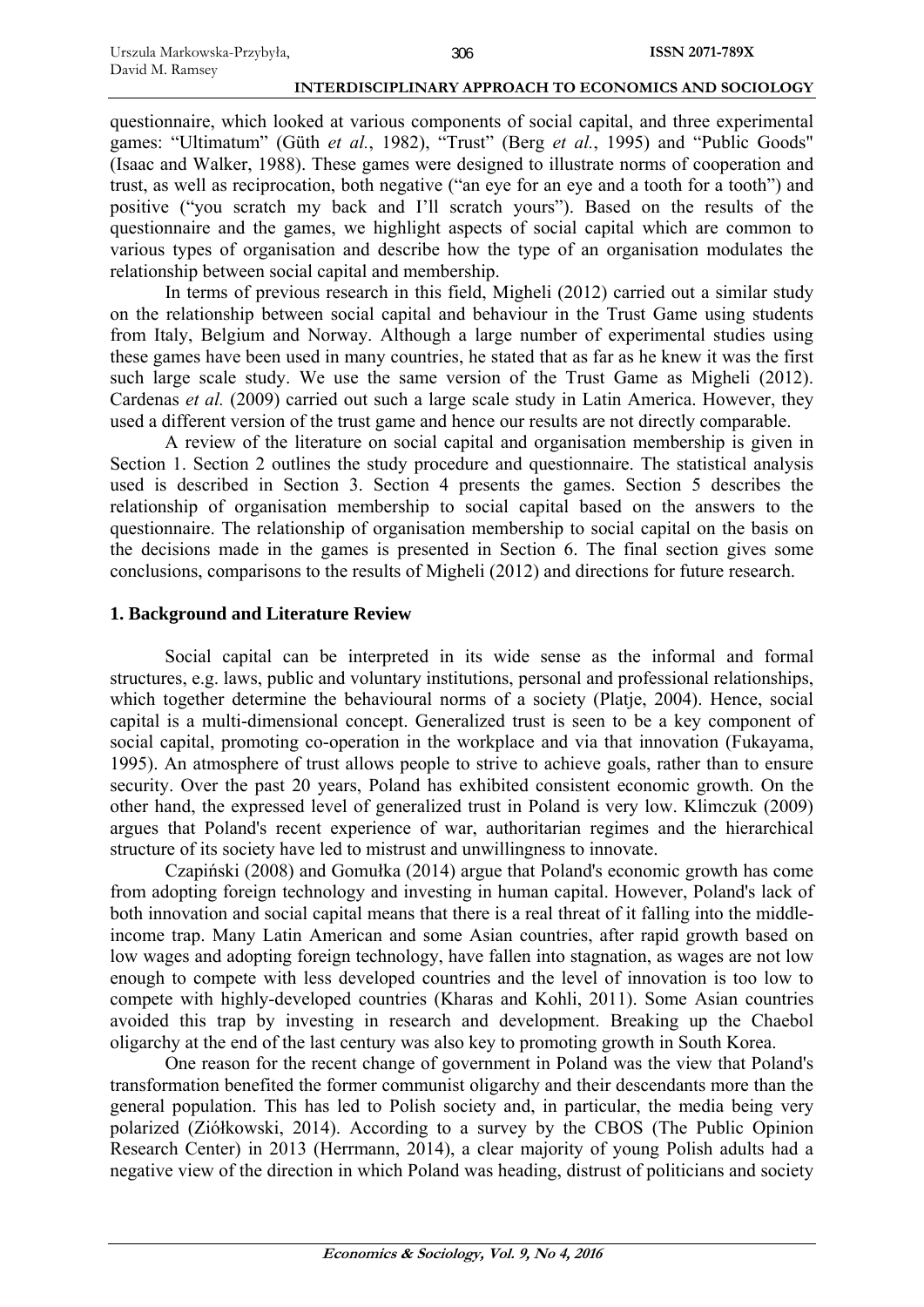questionnaire, which looked at various components of social capital, and three experimental games: "Ultimatum" (Güth *et al.*, 1982), "Trust" (Berg *et al.*, 1995) and "Public Goods" (Isaac and Walker, 1988). These games were designed to illustrate norms of cooperation and trust, as well as reciprocation, both negative ("an eye for an eye and a tooth for a tooth") and positive ("you scratch my back and I'll scratch yours"). Based on the results of the questionnaire and the games, we highlight aspects of social capital which are common to various types of organisation and describe how the type of an organisation modulates the relationship between social capital and membership.

In terms of previous research in this field, Migheli (2012) carried out a similar study on the relationship between social capital and behaviour in the Trust Game using students from Italy, Belgium and Norway. Although a large number of experimental studies using these games have been used in many countries, he stated that as far as he knew it was the first such large scale study. We use the same version of the Trust Game as Migheli (2012). Cardenas *et al.* (2009) carried out such a large scale study in Latin America. However, they used a different version of the trust game and hence our results are not directly comparable.

A review of the literature on social capital and organisation membership is given in Section 1. Section 2 outlines the study procedure and questionnaire. The statistical analysis used is described in Section 3. Section 4 presents the games. Section 5 describes the relationship of organisation membership to social capital based on the answers to the questionnaire. The relationship of organisation membership to social capital on the basis on the decisions made in the games is presented in Section 6. The final section gives some conclusions, comparisons to the results of Migheli (2012) and directions for future research.

## 1. Background and Literature Review

Social capital can be interpreted in its wide sense as the informal and formal structures, e.g. laws, public and voluntary institutions, personal and professional relationships, which together determine the behavioural norms of a society (Platje, 2004). Hence, social capital is a multi-dimensional concept. Generalized trust is seen to be a key component of social capital, promoting co-operation in the workplace and via that innovation (Fukayama, 1995). An atmosphere of trust allows people to strive to achieve goals, rather than to ensure security. Over the past 20 years, Poland has exhibited consistent economic growth. On the other hand, the expressed level of generalized trust in Poland is very low. Klimczuk (2009) argues that Poland's recent experience of war, authoritarian regimes and the hierarchical structure of its society have led to mistrust and unwillingness to innovate.

Czapiński (2008) and Gomułka (2014) argue that Poland's economic growth has come from adopting foreign technology and investing in human capital. However, Poland's lack of both innovation and social capital means that there is a real threat of it falling into the middle-income trap. Many Latin American and some Asian countries, after rapid growth based on low wages and adopting foreign technology, have fallen into stagnation, as wages are not low enough to compete with less developed countries and the level of innovation is too low to compete with highly-developed countries (Kharas and Kohli, 2011). Some Asian countries avoided this trap by investing in research and development. Breaking up the Chaebol oligarchy at the end of the last century was also key to promoting growth in South Korea.

One reason for the recent change of government in Poland was the view that Poland's transformation benefited the former communist oligarchy and their descendants more than the general population. This has led to Polish society and, in particular, the media being very polarized (Ziółkowski, 2014). According to a survey by the CBOS (The Public Opinion Research Center) in 2013 (Herrmann, 2014), a clear majority of young Polish adults had a negative view of the direction in which Poland was heading, distrust of politicians and society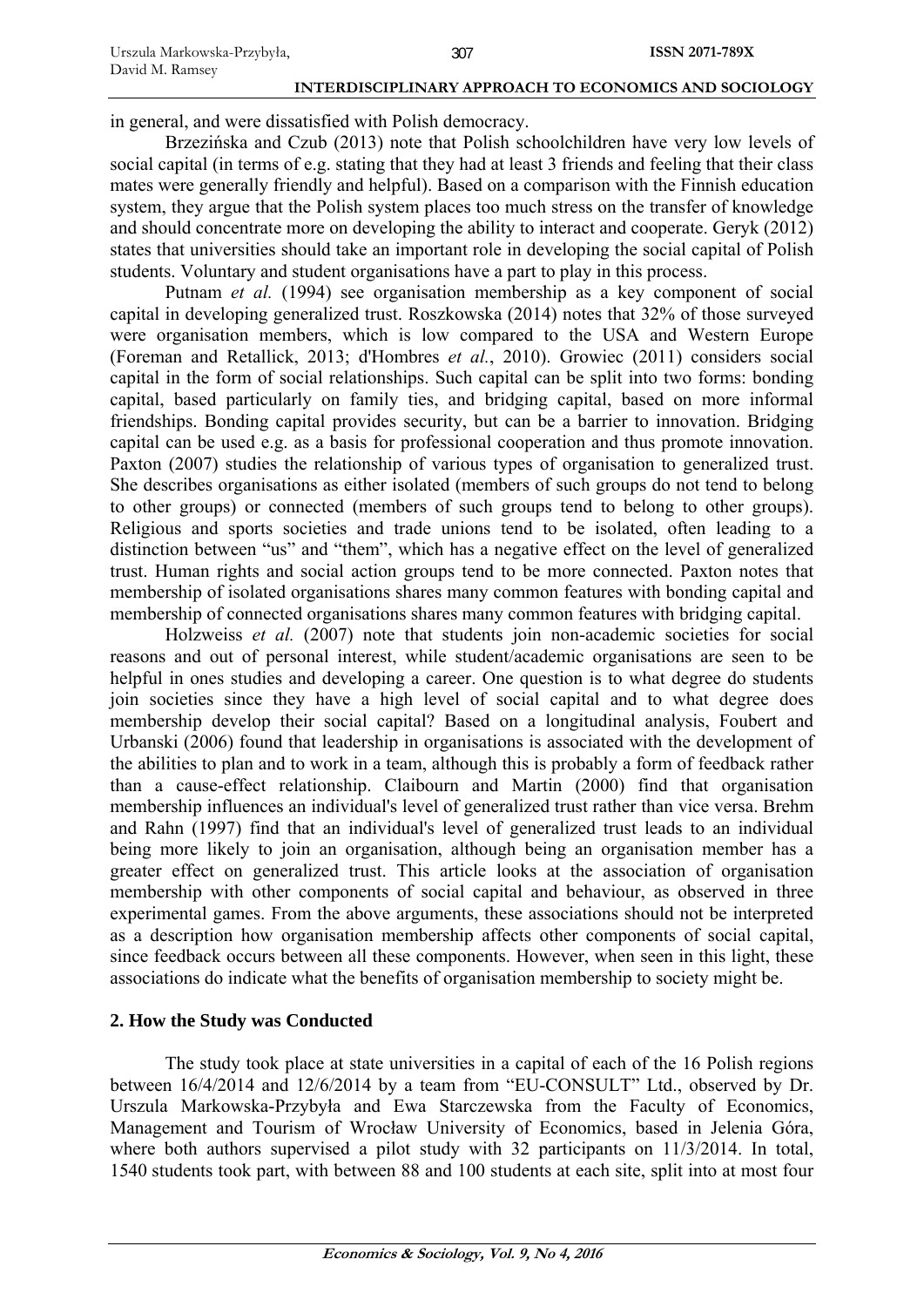in general, and were dissatisfied with Polish democracy.

Brzezińska and Czub (2013) note that Polish schoolchildren have very low levels of social capital (in terms of e.g. stating that they had at least 3 friends and feeling that their class mates were generally friendly and helpful). Based on a comparison with the Finnish education system, they argue that the Polish system places too much stress on the transfer of knowledge and should concentrate more on developing the ability to interact and cooperate. Geryk (2012) states that universities should take an important role in developing the social capital of Polish students. Voluntary and student organisations have a part to play in this process.

Putnam *et al.* (1994) see organisation membership as a key component of social capital in developing generalized trust. Roszkowska (2014) notes that 32% of those surveyed were organisation members, which is low compared to the USA and Western Europe (Foreman and Retallick, 2013; d'Hombres *et al.*, 2010). Growiec (2011) considers social capital in the form of social relationships. Such capital can be split into two forms: bonding capital, based particularly on family ties, and bridging capital, based on more informal friendships. Bonding capital provides security, but can be a barrier to innovation. Bridging capital can be used e.g. as a basis for professional cooperation and thus promote innovation. Paxton (2007) studies the relationship of various types of organisation to generalized trust. She describes organisations as either isolated (members of such groups do not tend to belong to other groups) or connected (members of such groups tend to belong to other groups). Religious and sports societies and trade unions tend to be isolated, often leading to a distinction between "us" and "them", which has a negative effect on the level of generalized trust. Human rights and social action groups tend to be more connected. Paxton notes that membership of isolated organisations shares many common features with bonding capital and membership of connected organisations shares many common features with bridging capital.

Holzweiss *et al.* (2007) note that students join non-academic societies for social reasons and out of personal interest, while student/academic organisations are seen to be helpful in ones studies and developing a career. One question is to what degree do students join societies since they have a high level of social capital and to what degree does membership develop their social capital? Based on a longitudinal analysis, Foubert and Urbanski (2006) found that leadership in organisations is associated with the development of the abilities to plan and to work in a team, although this is probably a form of feedback rather than a cause-effect relationship. Claibourn and Martin (2000) find that organisation membership influences an individual's level of generalized trust rather than vice versa. Brehm and Rahn (1997) find that an individual's level of generalized trust leads to an individual being more likely to join an organisation, although being an organisation member has a greater effect on generalized trust. This article looks at the association of organisation membership with other components of social capital and behaviour, as observed in three experimental games. From the above arguments, these associations should not be interpreted as a description how organisation membership affects other components of social capital, since feedback occurs between all these components. However, when seen in this light, these associations do indicate what the benefits of organisation membership to society might be.

## 2. How the Study was Conducted

The study took place at state universities in a capital of each of the 16 Polish regions between 16/4/2014 and 12/6/2014 by a team from "EU-CONSULT" Ltd., observed by Dr. Urszula Markowska-Przybyła and Ewa Starczewska from the Faculty of Economics, Management and Tourism of Wrocław University of Economics, based in Jelenia Góra, where both authors supervised a pilot study with 32 participants on 11/3/2014. In total, 1540 students took part, with between 88 and 100 students at each site, split into at most four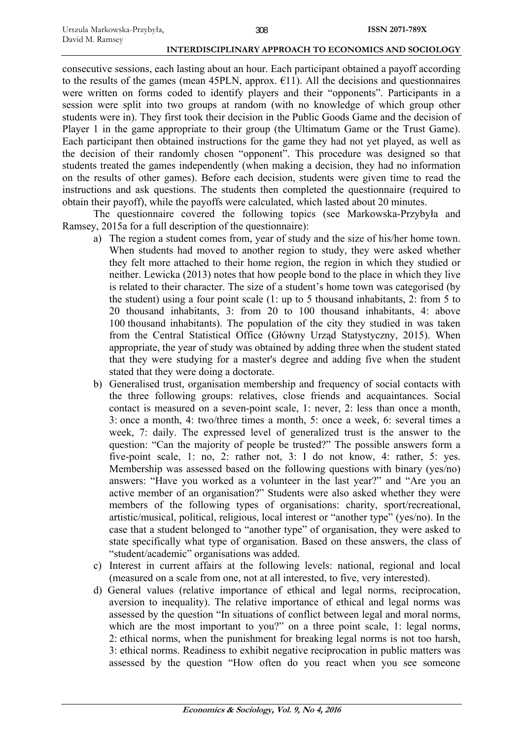consecutive sessions, each lasting about an hour. Each participant obtained a payoff according to the results of the games (mean 45PLN, approx. €11). All the decisions and questionnaires were written on forms coded to identify players and their "opponents". Participants in a session were split into two groups at random (with no knowledge of which group other students were in). They first took their decision in the Public Goods Game and the decision of Player 1 in the game appropriate to their group (the Ultimatum Game or the Trust Game). Each participant then obtained instructions for the game they had not yet played, as well as the decision of their randomly chosen "opponent". This procedure was designed so that students treated the games independently (when making a decision, they had no information on the results of other games). Before each decision, students were given time to read the instructions and ask questions. The students then completed the questionnaire (required to obtain their payoff), while the payoffs were calculated, which lasted about 20 minutes.

The questionnaire covered the following topics (see Markowska-Przybyła and Ramsey, 2015a for a full description of the questionnaire):

a) The region a student comes from, year of study and the size of his/her home town. When students had moved to another region to study, they were asked whether they felt more attached to their home region, the region in which they studied or neither. Lewicka (2013) notes that how people bond to the place in which they live is related to their character. The size of a student's home town was categorised (by the student) using a four point scale (1: up to 5 thousand inhabitants, 2: from 5 to 20 thousand inhabitants, 3: from 20 to 100 thousand inhabitants, 4: above 100 thousand inhabitants). The population of the city they studied in was taken from the Central Statistical Office (Główny Urząd Statystyczny, 2015). When appropriate, the year of study was obtained by adding three when the student stated that they were studying for a master's degree and adding five when the student stated that they were doing a doctorate.

b) Generalised trust, organisation membership and frequency of social contacts with the three following groups: relatives, close friends and acquaintances. Social contact is measured on a seven-point scale, 1: never, 2: less than once a month, 3: once a month, 4: two/three times a month, 5: once a week, 6: several times a week, 7: daily. The expressed level of generalized trust is the answer to the question: "Can the majority of people be trusted?" The possible answers form a five-point scale, 1: no, 2: rather not, 3: I do not know, 4: rather, 5: yes. Membership was assessed based on the following questions with binary (yes/no) answers: "Have you worked as a volunteer in the last year?" and "Are you an active member of an organisation?" Students were also asked whether they were members of the following types of organisations: charity, sport/recreational, artistic/musical, political, religious, local interest or "another type" (yes/no). In the case that a student belonged to "another type" of organisation, they were asked to state specifically what type of organisation. Based on these answers, the class of "student/academic" organisations was added.

c) Interest in current affairs at the following levels: national, regional and local (measured on a scale from one, not at all interested, to five, very interested).

d) General values (relative importance of ethical and legal norms, reciprocation, aversion to inequality). The relative importance of ethical and legal norms was assessed by the question "In situations of conflict between legal and moral norms, which are the most important to you?" on a three point scale, 1: legal norms, 2: ethical norms, when the punishment for breaking legal norms is not too harsh, 3: ethical norms. Readiness to exhibit negative reciprocation in public matters was assessed by the question "How often do you react when you see someone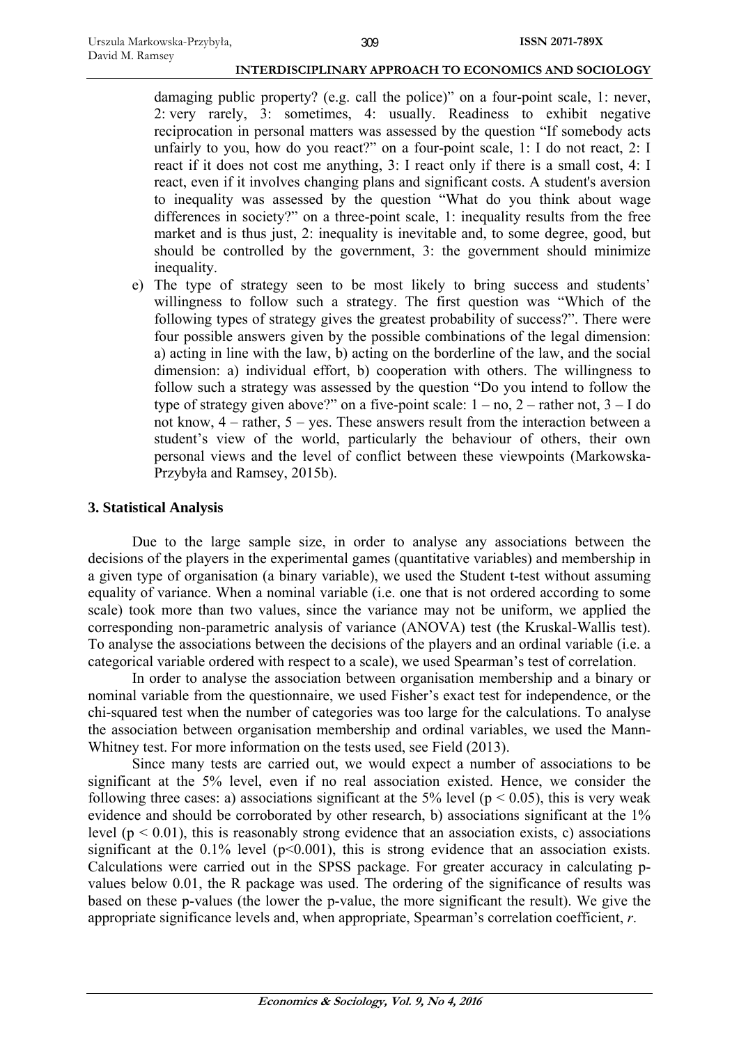damaging public property? (e.g. call the police)" on a four-point scale, 1: never, 2: very rarely, 3: sometimes, 4: usually. Readiness to exhibit negative reciprocation in personal matters was assessed by the question "If somebody acts unfairly to you, how do you react?" on a four-point scale, 1: I do not react, 2: I react if it does not cost me anything, 3: I react only if there is a small cost, 4: I react, even if it involves changing plans and significant costs. A student's aversion to inequality was assessed by the question "What do you think about wage differences in society?" on a three-point scale, 1: inequality results from the free market and is thus just, 2: inequality is inevitable and, to some degree, good, but should be controlled by the government, 3: the government should minimize inequality.

e) The type of strategy seen to be most likely to bring success and students' willingness to follow such a strategy. The first question was "Which of the following types of strategy gives the greatest probability of success?". There were four possible answers given by the possible combinations of the legal dimension: a) acting in line with the law, b) acting on the borderline of the law, and the social dimension: a) individual effort, b) cooperation with others. The willingness to follow such a strategy was assessed by the question "Do you intend to follow the type of strategy given above?" on a five-point scale: 1 – no, 2 – rather not, 3 – I do not know, 4 – rather, 5 – yes. These answers result from the interaction between a student's view of the world, particularly the behaviour of others, their own personal views and the level of conflict between these viewpoints (Markowska-Przybyła and Ramsey, 2015b).

## 3. Statistical Analysis

Due to the large sample size, in order to analyse any associations between the decisions of the players in the experimental games (quantitative variables) and membership in a given type of organisation (a binary variable), we used the Student t-test without assuming equality of variance. When a nominal variable (i.e. one that is not ordered according to some scale) took more than two values, since the variance may not be uniform, we applied the corresponding non-parametric analysis of variance (ANOVA) test (the Kruskal-Wallis test). To analyse the associations between the decisions of the players and an ordinal variable (i.e. a categorical variable ordered with respect to a scale), we used Spearman's test of correlation.

In order to analyse the association between organisation membership and a binary or nominal variable from the questionnaire, we used Fisher's exact test for independence, or the chi-squared test when the number of categories was too large for the calculations. To analyse the association between organisation membership and ordinal variables, we used the Mann-Whitney test. For more information on the tests used, see Field (2013).

Since many tests are carried out, we would expect a number of associations to be significant at the 5% level, even if no real association existed. Hence, we consider the following three cases: a) associations significant at the 5% level ($p < 0.05$), this is very weak evidence and should be corroborated by other research, b) associations significant at the 1% level ($p < 0.01$), this is reasonably strong evidence that an association exists, c) associations significant at the 0.1% level ($p<0.001$), this is strong evidence that an association exists. Calculations were carried out in the SPSS package. For greater accuracy in calculating p-values below 0.01, the R package was used. The ordering of the significance of results was based on these p-values (the lower the p-value, the more significant the result). We give the appropriate significance levels and, when appropriate, Spearman's correlation coefficient, $r$.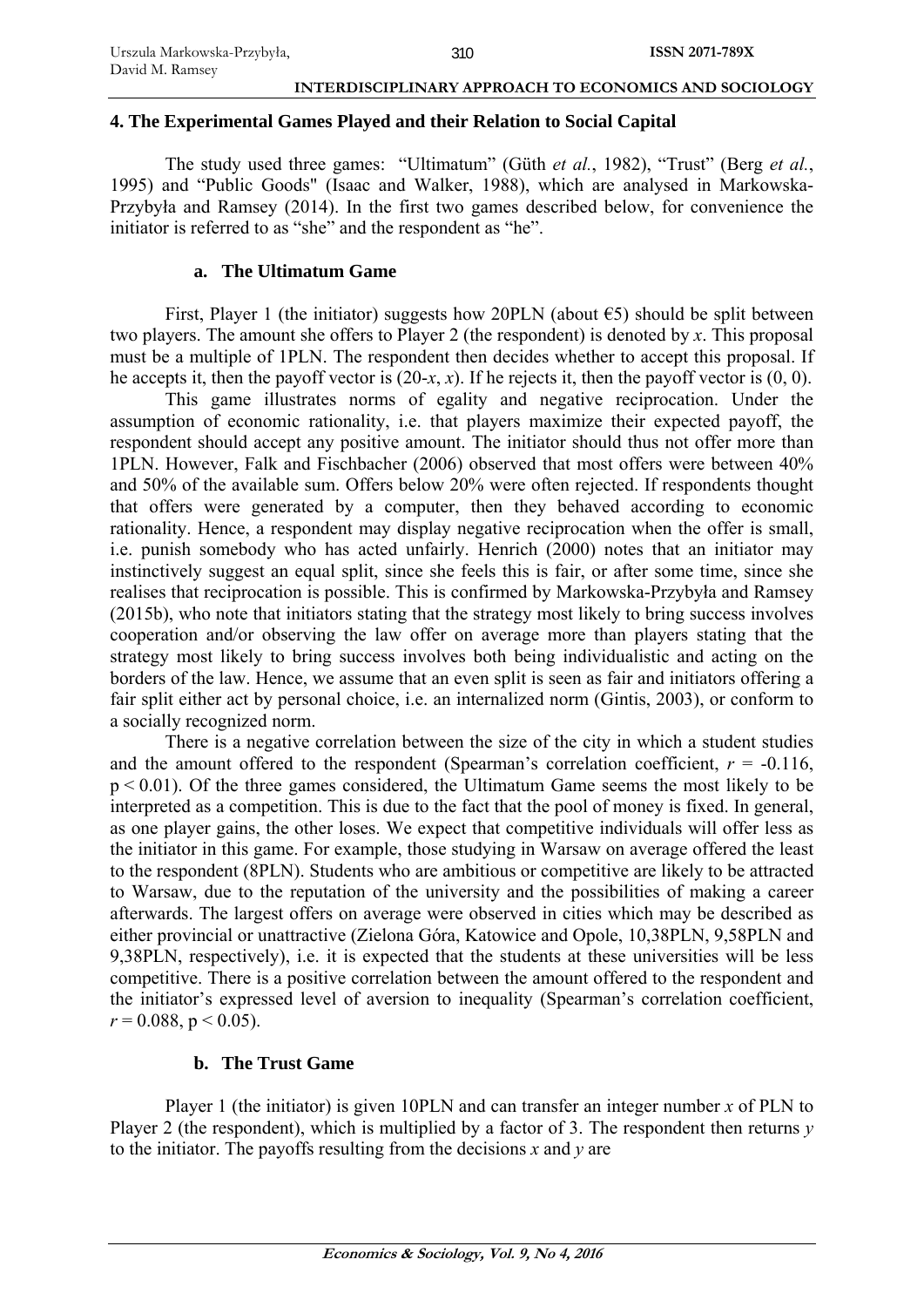## 4. The Experimental Games Played and their Relation to Social Capital

The study used three games: "Ultimatum" (Güth *et al.*, 1982), "Trust" (Berg *et al.*, 1995) and "Public Goods" (Isaac and Walker, 1988), which are analysed in Markowska-Przybyła and Ramsey (2014). In the first two games described below, for convenience the initiator is referred to as "she" and the respondent as "he".

### a. The Ultimatum Game

First, Player 1 (the initiator) suggests how 20PLN (about €5) should be split between two players. The amount she offers to Player 2 (the respondent) is denoted by $x$. This proposal must be a multiple of 1PLN. The respondent then decides whether to accept this proposal. If he accepts it, then the payoff vector is $(20-x, x)$. If he rejects it, then the payoff vector is $(0, 0)$.

This game illustrates norms of egality and negative reciprocation. Under the assumption of economic rationality, i.e. that players maximize their expected payoff, the respondent should accept any positive amount. The initiator should thus not offer more than 1PLN. However, Falk and Fischbacher (2006) observed that most offers were between 40% and 50% of the available sum. Offers below 20% were often rejected. If respondents thought that offers were generated by a computer, then they behaved according to economic rationality. Hence, a respondent may display negative reciprocation when the offer is small, i.e. punish somebody who has acted unfairly. Henrich (2000) notes that an initiator may instinctively suggest an equal split, since she feels this is fair, or after some time, since she realises that reciprocation is possible. This is confirmed by Markowska-Przybyła and Ramsey (2015b), who note that initiators stating that the strategy most likely to bring success involves cooperation and/or observing the law offer on average more than players stating that the strategy most likely to bring success involves both being individualistic and acting on the borders of the law. Hence, we assume that an even split is seen as fair and initiators offering a fair split either act by personal choice, i.e. an internalized norm (Gintis, 2003), or conform to a socially recognized norm.

There is a negative correlation between the size of the city in which a student studies and the amount offered to the respondent (Spearman's correlation coefficient, $r = -0.116$, $p < 0.01$). Of the three games considered, the Ultimatum Game seems the most likely to be interpreted as a competition. This is due to the fact that the pool of money is fixed. In general, as one player gains, the other loses. We expect that competitive individuals will offer less as the initiator in this game. For example, those studying in Warsaw on average offered the least to the respondent (8PLN). Students who are ambitious or competitive are likely to be attracted to Warsaw, due to the reputation of the university and the possibilities of making a career afterwards. The largest offers on average were observed in cities which may be described as either provincial or unattractive (Zielona Góra, Katowice and Opole, 10,38PLN, 9,58PLN and 9,38PLN, respectively), i.e. it is expected that the students at these universities will be less competitive. There is a positive correlation between the amount offered to the respondent and the initiator's expressed level of aversion to inequality (Spearman's correlation coefficient, $r = 0.088$, $p < 0.05$).

### b. The Trust Game

Player 1 (the initiator) is given 10PLN and can transfer an integer number $x$ of PLN to Player 2 (the respondent), which is multiplied by a factor of 3. The respondent then returns $y$ to the initiator. The payoffs resulting from the decisions $x$ and $y$ are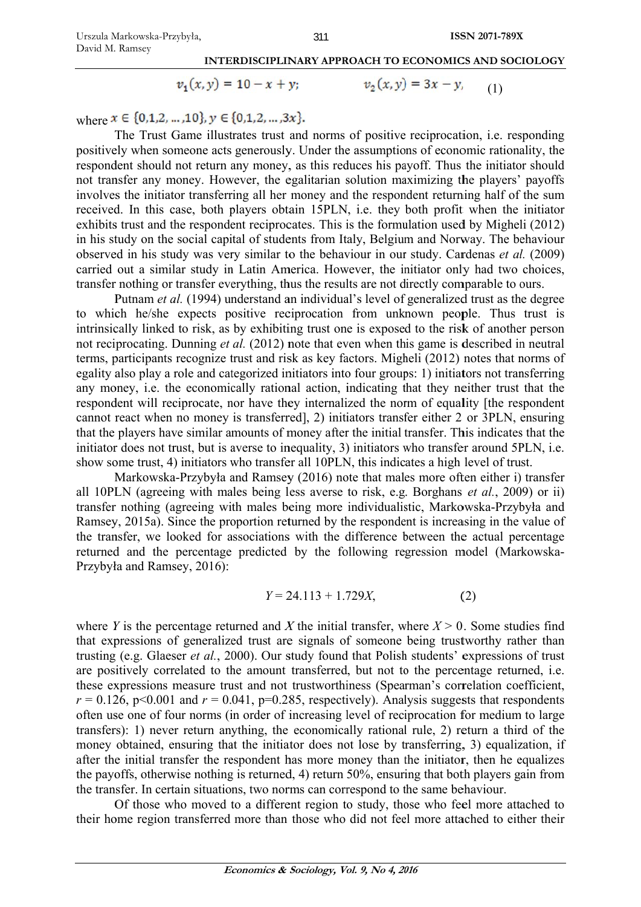$$v_1(x, y) = 10 - x + y; \qquad v_2(x, y) = 3x - y, \qquad (1)$$

where $x \in \{0,1,2, \dots ,10\}, y \in \{0,1,2, \dots ,3x\}$.

The Trust Game illustrates trust and norms of positive reciprocation, i.e. responding positively when someone acts generously. Under the assumptions of economic rationality, the respondent should not return any money, as this reduces his payoff. Thus the initiator should not transfer any money. However, the egalitarian solution maximizing the players' payoffs involves the initiator transferring all her money and the respondent returning half of the sum received. In this case, both players obtain 15PLN, i.e. they both profit when the initiator exhibits trust and the respondent reciprocates. This is the formulation used by Migheli (2012) in his study on the social capital of students from Italy, Belgium and Norway. The behaviour observed in his study was very similar to the behaviour in our study. Cardenas *et al.* (2009) carried out a similar study in Latin America. However, the initiator only had two choices, transfer nothing or transfer everything, thus the results are not directly comparable to ours.

Putnam *et al.* (1994) understand an individual's level of generalized trust as the degree to which he/she expects positive reciprocation from unknown people. Thus trust is intrinsically linked to risk, as by exhibiting trust one is exposed to the risk of another person not reciprocating. Dunning *et al.* (2012) note that even when this game is described in neutral terms, participants recognize trust and risk as key factors. Migheli (2012) notes that norms of egality also play a role and categorized initiators into four groups: 1) initiators not transferring any money, i.e. the economically rational action, indicating that they neither trust that the respondent will reciprocate, nor have they internalized the norm of equality [the respondent cannot react when no money is transferred], 2) initiators transfer either 2 or 3PLN, ensuring that the players have similar amounts of money after the initial transfer. This indicates that the initiator does not trust, but is averse to inequality, 3) initiators who transfer around 5PLN, i.e. show some trust, 4) initiators who transfer all 10PLN, this indicates a high level of trust.

Markowska-Przybyła and Ramsey (2016) note that males more often either i) transfer all 10PLN (agreeing with males being less averse to risk, e.g. Borghans *et al.*, 2009) or ii) transfer nothing (agreeing with males being more individualistic, Markowska-Przybyła and Ramsey, 2015a). Since the proportion returned by the respondent is increasing in the value of the transfer, we looked for associations with the difference between the actual percentage returned and the percentage predicted by the following regression model (Markowska-Przybyła and Ramsey, 2016):

$$Y = 24.113 + 1.729X, \qquad (2)$$

where $Y$ is the percentage returned and $X$ the initial transfer, where $X > 0$. Some studies find that expressions of generalized trust are signals of someone being trustworthy rather than trusting (e.g. Glaeser *et al.*, 2000). Our study found that Polish students' expressions of trust are positively correlated to the amount transferred, but not to the percentage returned, i.e. these expressions measure trust and not trustworthiness (Spearman's correlation coefficient, $r = 0.126$, $p<0.001$ and $r = 0.041$, $p=0.285$, respectively). Analysis suggests that respondents often use one of four norms (in order of increasing level of reciprocation for medium to large transfers): 1) never return anything, the economically rational rule, 2) return a third of the money obtained, ensuring that the initiator does not lose by transferring, 3) equalization, if after the initial transfer the respondent has more money than the initiator, then he equalizes the payoffs, otherwise nothing is returned, 4) return 50%, ensuring that both players gain from the transfer. In certain situations, two norms can correspond to the same behaviour.

Of those who moved to a different region to study, those who feel more attached to their home region transferred more than those who did not feel more attached to either their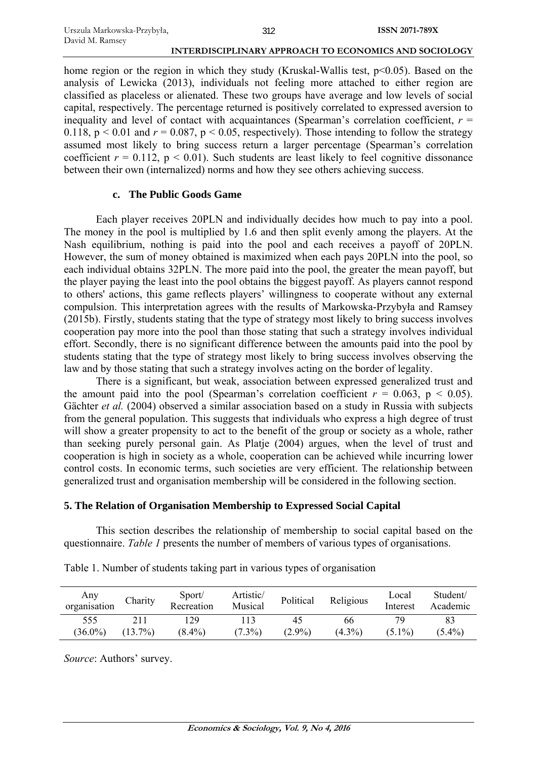home region or the region in which they study (Kruskal-Wallis test, $p<0.05$). Based on the analysis of Lewicka (2013), individuals not feeling more attached to either region are classified as placeless or alienated. These two groups have average and low levels of social capital, respectively. The percentage returned is positively correlated to expressed aversion to inequality and level of contact with acquaintances (Spearman's correlation coefficient, $r = 0.118$, $p < 0.01$ and $r = 0.087$, $p < 0.05$, respectively). Those intending to follow the strategy assumed most likely to bring success return a larger percentage (Spearman's correlation coefficient $r = 0.112$, $p < 0.01$). Such students are least likely to feel cognitive dissonance between their own (internalized) norms and how they see others achieving success.

### c. The Public Goods Game

Each player receives 20PLN and individually decides how much to pay into a pool. The money in the pool is multiplied by 1.6 and then split evenly among the players. At the Nash equilibrium, nothing is paid into the pool and each receives a payoff of 20PLN. However, the sum of money obtained is maximized when each pays 20PLN into the pool, so each individual obtains 32PLN. The more paid into the pool, the greater the mean payoff, but the player paying the least into the pool obtains the biggest payoff. As players cannot respond to others' actions, this game reflects players' willingness to cooperate without any external compulsion. This interpretation agrees with the results of Markowska-Przybyła and Ramsey (2015b). Firstly, students stating that the type of strategy most likely to bring success involves cooperation pay more into the pool than those stating that such a strategy involves individual effort. Secondly, there is no significant difference between the amounts paid into the pool by students stating that the type of strategy most likely to bring success involves observing the law and by those stating that such a strategy involves acting on the border of legality.

There is a significant, but weak, association between expressed generalized trust and the amount paid into the pool (Spearman's correlation coefficient $r = 0.063$, $p < 0.05$). Gächter *et al.* (2004) observed a similar association based on a study in Russia with subjects from the general population. This suggests that individuals who express a high degree of trust will show a greater propensity to act to the benefit of the group or society as a whole, rather than seeking purely personal gain. As Platje (2004) argues, when the level of trust and cooperation is high in society as a whole, cooperation can be achieved while incurring lower control costs. In economic terms, such societies are very efficient. The relationship between generalized trust and organisation membership will be considered in the following section.

## 5. The Relation of Organisation Membership to Expressed Social Capital

This section describes the relationship of membership to social capital based on the questionnaire. *Table 1* presents the number of members of various types of organisations.

Table 1. Number of students taking part in various types of organisation

| Any organisation | Charity | Sport/ Recreation | Artistic/ Musical | Political | Religious | Local Interest | Student/ Academic |
|---|---|---|---|---|---|---|---|
| 555 (36.0%) | 211 (13.7%) | 129 (8.4%) | 113 (7.3%) | 45 (2.9%) | 66 (4.3%) | 79 (5.1%) | 83 (5.4%) |

*Source*: Authors' survey.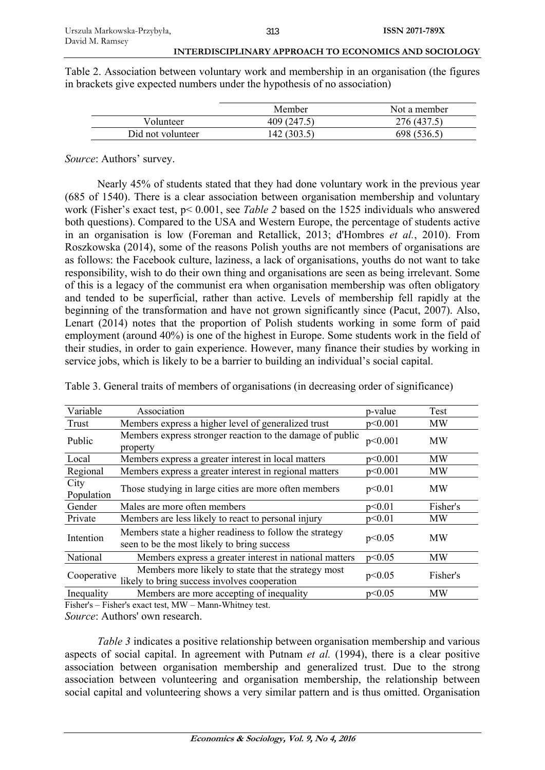Table 2. Association between voluntary work and membership in an organisation (the figures in brackets give expected numbers under the hypothesis of no association)

| | Member | Not a member |
|---|---|---|
| Volunteer | 409 (247.5) | 276 (437.5) |
| Did not volunteer | 142 (303.5) | 698 (536.5) |

*Source*: Authors' survey.

Nearly 45% of students stated that they had done voluntary work in the previous year (685 of 1540). There is a clear association between organisation membership and voluntary work (Fisher's exact test, $p < 0.001$, see *Table 2* based on the 1525 individuals who answered both questions). Compared to the USA and Western Europe, the percentage of students active in an organisation is low (Foreman and Retallick, 2013; d'Hombres *et al.*, 2010). From Roszkowska (2014), some of the reasons Polish youths are not members of organisations are as follows: the Facebook culture, laziness, a lack of organisations, youths do not want to take responsibility, wish to do their own thing and organisations are seen as being irrelevant. Some of this is a legacy of the communist era when organisation membership was often obligatory and tended to be superficial, rather than active. Levels of membership fell rapidly at the beginning of the transformation and have not grown significantly since (Pacut, 2007). Also, Lenart (2014) notes that the proportion of Polish students working in some form of paid employment (around 40%) is one of the highest in Europe. Some students work in the field of their studies, in order to gain experience. However, many finance their studies by working in service jobs, which is likely to be a barrier to building an individual's social capital.

Table 3. General traits of members of organisations (in decreasing order of significance)

| Variable | Association | p-value | Test |
|---|---|---|---|
| Trust | Members express a higher level of generalized trust | p<0.001 | MW |
| Public | Members express stronger reaction to the damage of public property | p<0.001 | MW |
| Local | Members express a greater interest in local matters | p<0.001 | MW |
| Regional | Members express a greater interest in regional matters | p<0.001 | MW |
| City Population | Those studying in large cities are more often members | p<0.01 | MW |
| Gender | Males are more often members | p<0.01 | Fisher's |
| Private | Members are less likely to react to personal injury | p<0.01 | MW |
| Intention | Members state a higher readiness to follow the strategy seen to be the most likely to bring success | p<0.05 | MW |
| National | Members express a greater interest in national matters | p<0.05 | MW |
| Cooperative | Members more likely to state that the strategy most likely to bring success involves cooperation | p<0.05 | Fisher's |
| Inequality | Members are more accepting of inequality | p<0.05 | MW |

Fisher's – Fisher's exact test, MW – Mann-Whitney test.

*Source*: Authors' own research.

*Table 3* indicates a positive relationship between organisation membership and various aspects of social capital. In agreement with Putnam *et al.* (1994), there is a clear positive association between organisation membership and generalized trust. Due to the strong association between volunteering and organisation membership, the relationship between social capital and volunteering shows a very similar pattern and is thus omitted. Organisation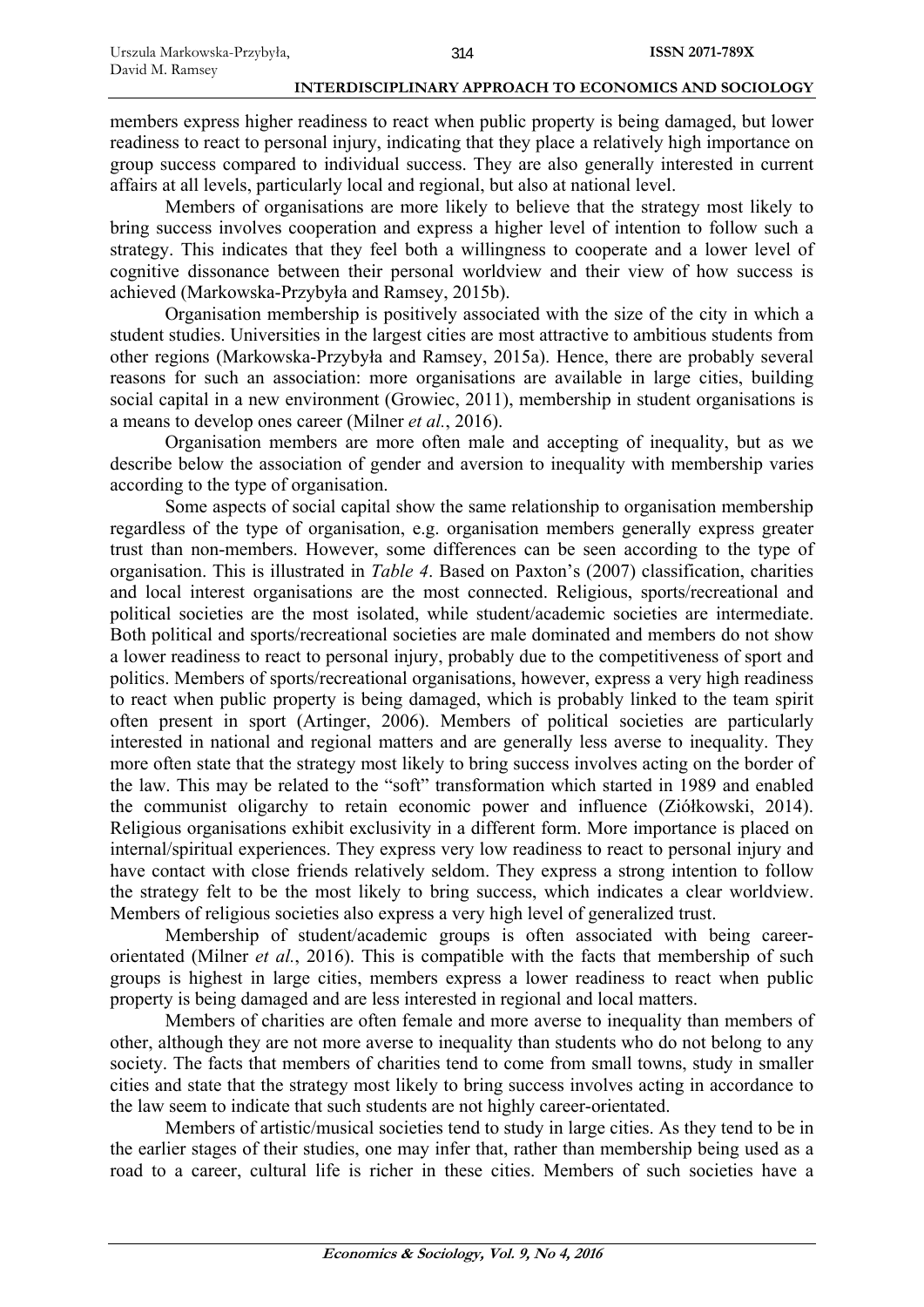members express higher readiness to react when public property is being damaged, but lower readiness to react to personal injury, indicating that they place a relatively high importance on group success compared to individual success. They are also generally interested in current affairs at all levels, particularly local and regional, but also at national level.

Members of organisations are more likely to believe that the strategy most likely to bring success involves cooperation and express a higher level of intention to follow such a strategy. This indicates that they feel both a willingness to cooperate and a lower level of cognitive dissonance between their personal worldview and their view of how success is achieved (Markowska-Przybyła and Ramsey, 2015b).

Organisation membership is positively associated with the size of the city in which a student studies. Universities in the largest cities are most attractive to ambitious students from other regions (Markowska-Przybyła and Ramsey, 2015a). Hence, there are probably several reasons for such an association: more organisations are available in large cities, building social capital in a new environment (Growiec, 2011), membership in student organisations is a means to develop ones career (Milner *et al.*, 2016).

Organisation members are more often male and accepting of inequality, but as we describe below the association of gender and aversion to inequality with membership varies according to the type of organisation.

Some aspects of social capital show the same relationship to organisation membership regardless of the type of organisation, e.g. organisation members generally express greater trust than non-members. However, some differences can be seen according to the type of organisation. This is illustrated in *Table 4*. Based on Paxton's (2007) classification, charities and local interest organisations are the most connected. Religious, sports/recreational and political societies are the most isolated, while student/academic societies are intermediate. Both political and sports/recreational societies are male dominated and members do not show a lower readiness to react to personal injury, probably due to the competitiveness of sport and politics. Members of sports/recreational organisations, however, express a very high readiness to react when public property is being damaged, which is probably linked to the team spirit often present in sport (Artinger, 2006). Members of political societies are particularly interested in national and regional matters and are generally less averse to inequality. They more often state that the strategy most likely to bring success involves acting on the border of the law. This may be related to the "soft" transformation which started in 1989 and enabled the communist oligarchy to retain economic power and influence (Ziółkowski, 2014). Religious organisations exhibit exclusivity in a different form. More importance is placed on internal/spiritual experiences. They express very low readiness to react to personal injury and have contact with close friends relatively seldom. They express a strong intention to follow the strategy felt to be the most likely to bring success, which indicates a clear worldview. Members of religious societies also express a very high level of generalized trust.

Membership of student/academic groups is often associated with being career-orientated (Milner *et al.*, 2016). This is compatible with the facts that membership of such groups is highest in large cities, members express a lower readiness to react when public property is being damaged and are less interested in regional and local matters.

Members of charities are often female and more averse to inequality than members of other, although they are not more averse to inequality than students who do not belong to any society. The facts that members of charities tend to come from small towns, study in smaller cities and state that the strategy most likely to bring success involves acting in accordance to the law seem to indicate that such students are not highly career-orientated.

Members of artistic/musical societies tend to study in large cities. As they tend to be in the earlier stages of their studies, one may infer that, rather than membership being used as a road to a career, cultural life is richer in these cities. Members of such societies have a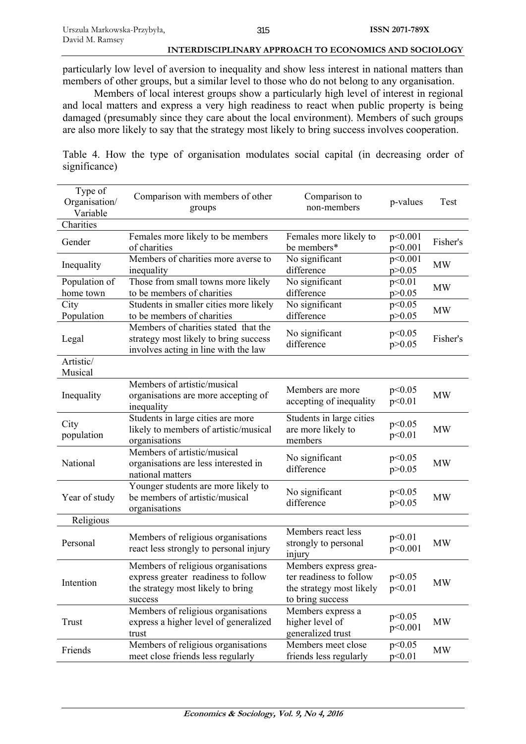particularly low level of aversion to inequality and show less interest in national matters than members of other groups, but a similar level to those who do not belong to any organisation.

Members of local interest groups show a particularly high level of interest in regional and local matters and express a very high readiness to react when public property is being damaged (presumably since they care about the local environment). Members of such groups are also more likely to say that the strategy most likely to bring success involves cooperation.

Table 4. How the type of organisation modulates social capital (in decreasing order of significance)

| Type of Organisation/ Variable | Comparison with members of other groups | Comparison to non-members | p-values | Test |
|---|---|---|---|---|
| Charities | | | | |
| Gender | Females more likely to be members of charities | Females more likely to be members* | $p<0.001$ $p<0.001$ | Fisher's |
| Inequality | Members of charities more averse to inequality | No significant difference | $p<0.001$ $p>0.05$ | MW |
| Population of home town | Those from small towns more likely to be members of charities | No significant difference | $p<0.01$ $p>0.05$ | MW |
| City Population | Students in smaller cities more likely to be members of charities | No significant difference | $p<0.05$ $p>0.05$ | MW |
| Legal | Members of charities stated that the strategy most likely to bring success involves acting in line with the law | No significant difference | $p<0.05$ $p>0.05$ | Fisher's |
| Artistic/ Musical | | | | |
| Inequality | Members of artistic/musical organisations are more accepting of inequality | Members are more accepting of inequality | $p<0.05$ $p<0.01$ | MW |
| City population | Students in large cities are more likely to members of artistic/musical organisations | Students in large cities are more likely to members | $p<0.05$ $p<0.01$ | MW |
| National | Members of artistic/musical organisations are less interested in national matters | No significant difference | $p<0.05$ $p>0.05$ | MW |
| Year of study | Younger students are more likely to be members of artistic/musical organisations | No significant difference | $p<0.05$ $p>0.05$ | MW |
| Religious | | | | |
| Personal | Members of religious organisations react less strongly to personal injury | Members react less strongly to personal injury | $p<0.01$ $p<0.001$ | MW |
| Intention | Members of religious organisations express greater readiness to follow the strategy most likely to bring success | Members express greater readiness to follow the strategy most likely to bring success | $p<0.05$ $p<0.01$ | MW |
| Trust | Members of religious organisations express a higher level of generalized trust | Members express a higher level of generalized trust | $p<0.05$ $p<0.001$ | MW |
| Friends | Members of religious organisations meet close friends less regularly | Members meet close friends less regularly | $p<0.05$ $p<0.01$ | MW |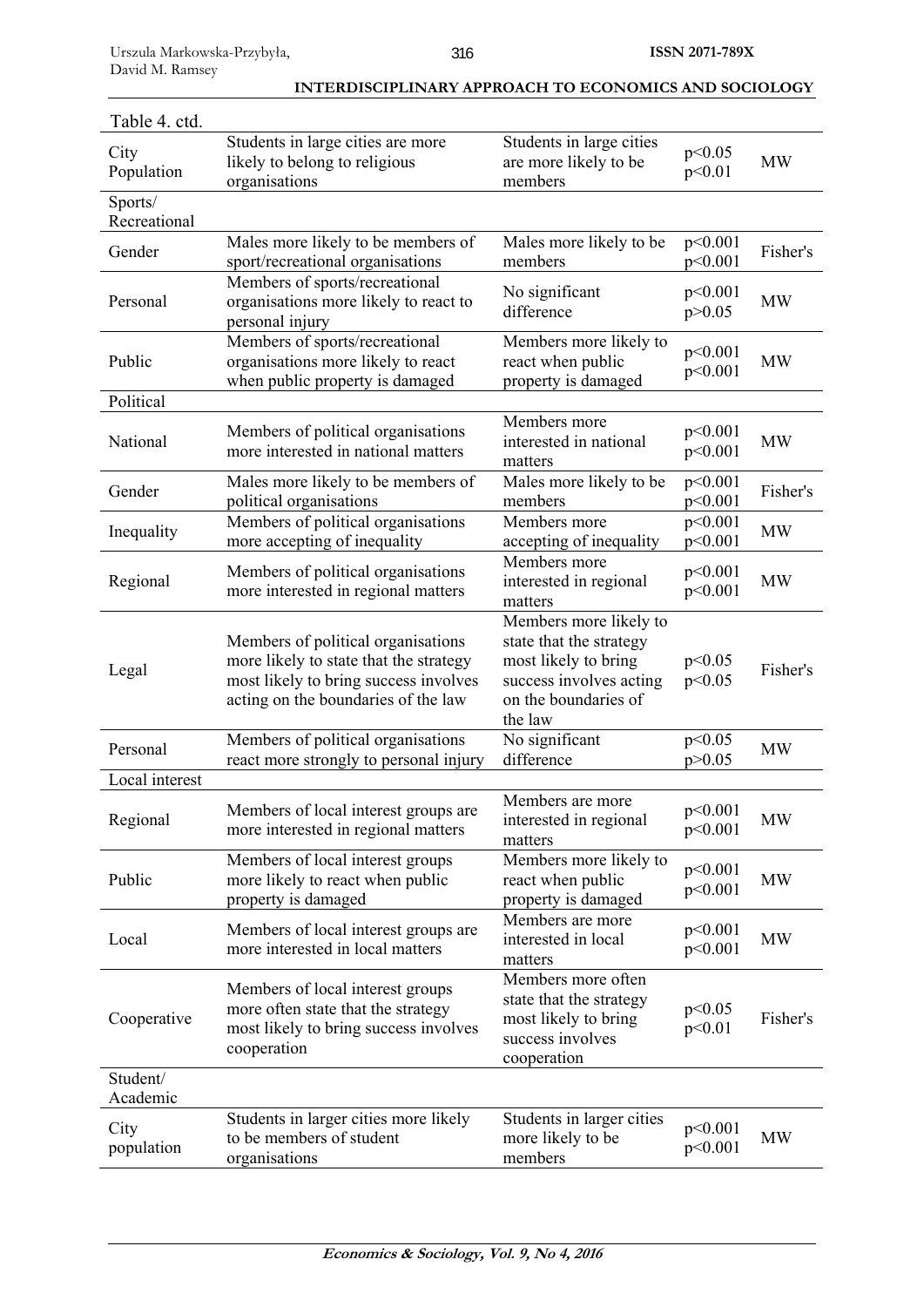Table 4. ctd.

| | | | | |
|---|---|---|---|---|
| City Population | Students in large cities are more likely to belong to religious organisations | Students in large cities are more likely to be members | $p<0.05$ $p<0.01$ | MW |
| Sports/ Recreational | | | | |
| Gender | Males more likely to be members of sport/recreational organisations | Males more likely to be members | $p<0.001$ $p<0.001$ | Fisher's |
| Personal | Members of sports/recreational organisations more likely to react to personal injury | No significant difference | $p<0.001$ $p>0.05$ | MW |
| Public | Members of sports/recreational organisations more likely to react when public property is damaged | Members more likely to react when public property is damaged | $p<0.001$ $p<0.001$ | MW |
| Political | | | | |
| National | Members of political organisations more interested in national matters | Members more interested in national matters | $p<0.001$ $p<0.001$ | MW |
| Gender | Males more likely to be members of political organisations | Males more likely to be members | $p<0.001$ $p<0.001$ | Fisher's |
| Inequality | Members of political organisations more accepting of inequality | Members more accepting of inequality | $p<0.001$ $p<0.001$ | MW |
| Regional | Members of political organisations more interested in regional matters | Members more interested in regional matters | $p<0.001$ $p<0.001$ | MW |
| Legal | Members of political organisations more likely to state that the strategy most likely to bring success involves acting on the boundaries of the law | Members more likely to state that the strategy most likely to bring success involves acting on the boundaries of the law | $p<0.05$ $p<0.05$ | Fisher's |
| Personal | Members of political organisations react more strongly to personal injury | No significant difference | $p<0.05$ $p>0.05$ | MW |
| Local interest | | | | |
| Regional | Members of local interest groups are more interested in regional matters | Members are more interested in regional matters | $p<0.001$ $p<0.001$ | MW |
| Public | Members of local interest groups more likely to react when public property is damaged | Members more likely to react when public property is damaged | $p<0.001$ $p<0.001$ | MW |
| Local | Members of local interest groups are more interested in local matters | Members are more interested in local matters | $p<0.001$ $p<0.001$ | MW |
| Cooperative | Members of local interest groups more often state that the strategy most likely to bring success involves cooperation | Members more often state that the strategy most likely to bring success involves cooperation | $p<0.05$ $p<0.01$ | Fisher's |
| Student/ Academic | | | | |
| City population | Students in larger cities more likely to be members of student organisations | Students in larger cities more likely to be members | $p<0.001$ $p<0.001$ | MW |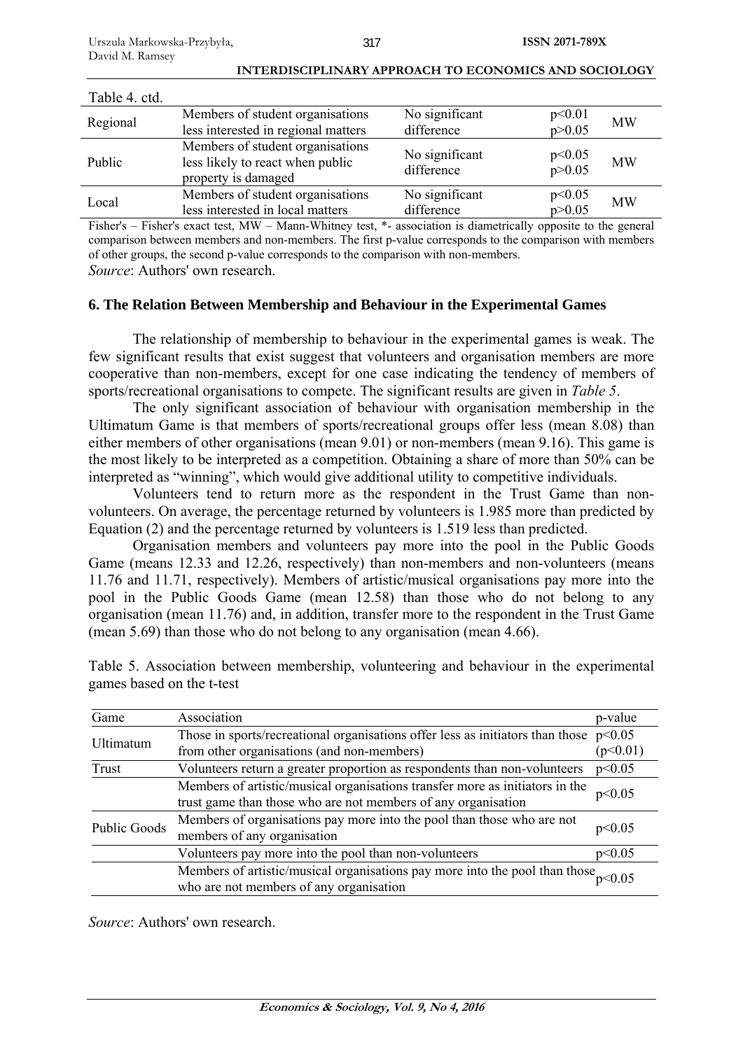Table 4. ctd.

| | | | | |
|---|---|---|---|---|
| Regional | Members of student organisations less interested in regional matters | No significant difference | $p<0.01$<br>$p>0.05$ | MW |
| Public | Members of student organisations less likely to react when public property is damaged | No significant difference | $p<0.05$<br>$p>0.05$ | MW |
| Local | Members of student organisations less interested in local matters | No significant difference | $p<0.05$<br>$p>0.05$ | MW |

Fisher's – Fisher's exact test, MW – Mann-Whitney test, *- association is diametrically opposite to the general comparison between members and non-members. The first p-value corresponds to the comparison with members of other groups, the second p-value corresponds to the comparison with non-members.

*Source*: Authors' own research.

## 6. The Relation Between Membership and Behaviour in the Experimental Games

The relationship of membership to behaviour in the experimental games is weak. The few significant results that exist suggest that volunteers and organisation members are more cooperative than non-members, except for one case indicating the tendency of members of sports/recreational organisations to compete. The significant results are given in *Table 5*.

The only significant association of behaviour with organisation membership in the Ultimatum Game is that members of sports/recreational groups offer less (mean 8.08) than either members of other organisations (mean 9.01) or non-members (mean 9.16). This game is the most likely to be interpreted as a competition. Obtaining a share of more than 50% can be interpreted as "winning", which would give additional utility to competitive individuals.

Volunteers tend to return more as the respondent in the Trust Game than non-volunteers. On average, the percentage returned by volunteers is 1.985 more than predicted by Equation (2) and the percentage returned by volunteers is 1.519 less than predicted.

Organisation members and volunteers pay more into the pool in the Public Goods Game (means 12.33 and 12.26, respectively) than non-members and non-volunteers (means 11.76 and 11.71, respectively). Members of artistic/musical organisations pay more into the pool in the Public Goods Game (mean 12.58) than those who do not belong to any organisation (mean 11.76) and, in addition, transfer more to the respondent in the Trust Game (mean 5.69) than those who do not belong to any organisation (mean 4.66).

Table 5. Association between membership, volunteering and behaviour in the experimental games based on the t-test

| Game | Association | p-value |
|---|---|---|
| Ultimatum | Those in sports/recreational organisations offer less as initiators than those from other organisations (and non-members) | $p<0.05$<br>$(p<0.01)$ |
| Trust | Volunteers return a greater proportion as respondents than non-volunteers | $p<0.05$ |
| | Members of artistic/musical organisations transfer more as initiators in the trust game than those who are not members of any organisation | $p<0.05$ |
| Public Goods | Members of organisations pay more into the pool than those who are not members of any organisation | $p<0.05$ |
| | Volunteers pay more into the pool than non-volunteers | $p<0.05$ |
| | Members of artistic/musical organisations pay more into the pool than those who are not members of any organisation | $p<0.05$ |

*Source*: Authors' own research.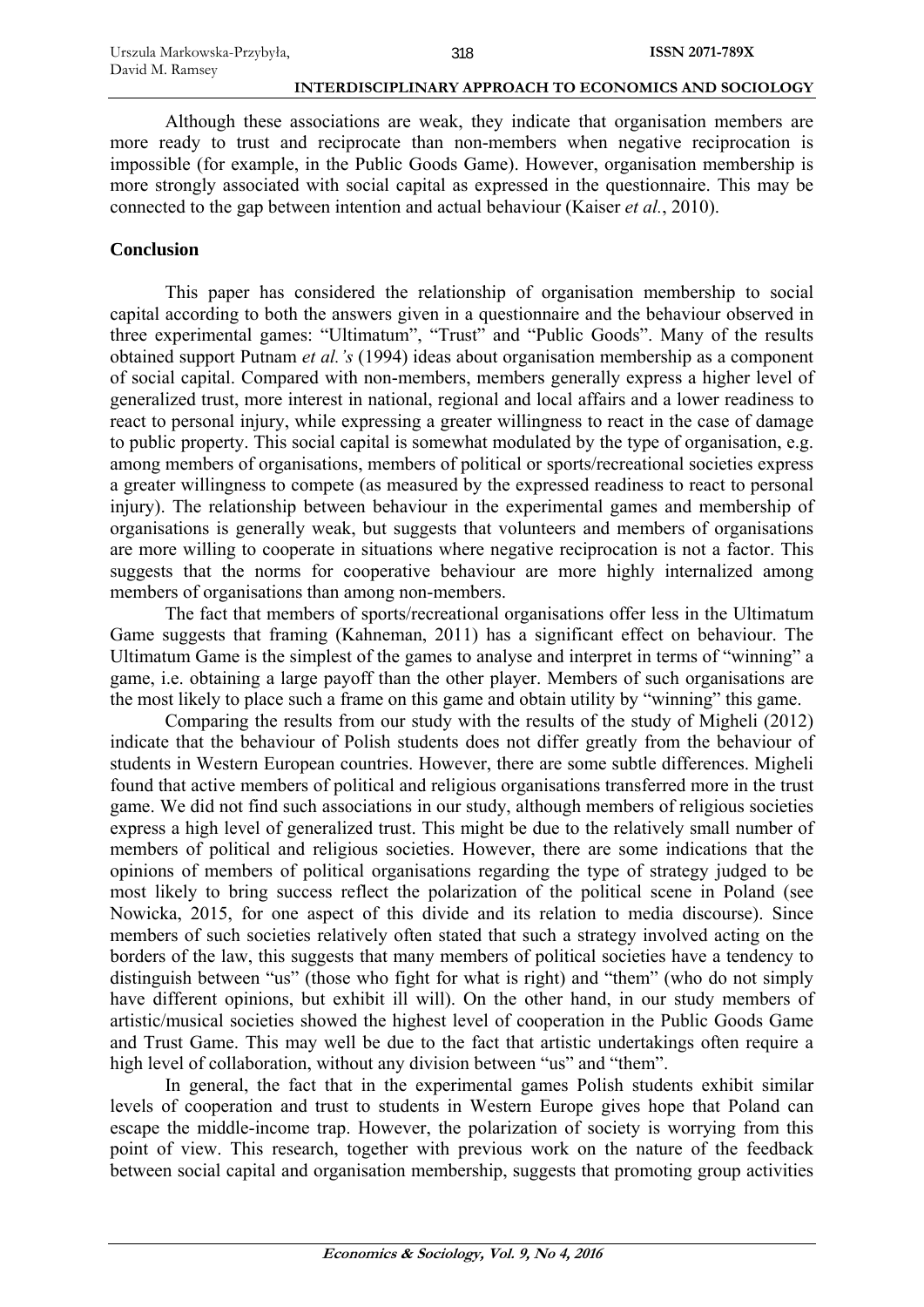Although these associations are weak, they indicate that organisation members are more ready to trust and reciprocate than non-members when negative reciprocation is impossible (for example, in the Public Goods Game). However, organisation membership is more strongly associated with social capital as expressed in the questionnaire. This may be connected to the gap between intention and actual behaviour (Kaiser *et al.*, 2010).

## Conclusion

This paper has considered the relationship of organisation membership to social capital according to both the answers given in a questionnaire and the behaviour observed in three experimental games: "Ultimatum", "Trust" and "Public Goods". Many of the results obtained support Putnam *et al.'s* (1994) ideas about organisation membership as a component of social capital. Compared with non-members, members generally express a higher level of generalized trust, more interest in national, regional and local affairs and a lower readiness to react to personal injury, while expressing a greater willingness to react in the case of damage to public property. This social capital is somewhat modulated by the type of organisation, e.g. among members of organisations, members of political or sports/recreational societies express a greater willingness to compete (as measured by the expressed readiness to react to personal injury). The relationship between behaviour in the experimental games and membership of organisations is generally weak, but suggests that volunteers and members of organisations are more willing to cooperate in situations where negative reciprocation is not a factor. This suggests that the norms for cooperative behaviour are more highly internalized among members of organisations than among non-members.

The fact that members of sports/recreational organisations offer less in the Ultimatum Game suggests that framing (Kahneman, 2011) has a significant effect on behaviour. The Ultimatum Game is the simplest of the games to analyse and interpret in terms of "winning" a game, i.e. obtaining a large payoff than the other player. Members of such organisations are the most likely to place such a frame on this game and obtain utility by "winning" this game.

Comparing the results from our study with the results of the study of Migheli (2012) indicate that the behaviour of Polish students does not differ greatly from the behaviour of students in Western European countries. However, there are some subtle differences. Migheli found that active members of political and religious organisations transferred more in the trust game. We did not find such associations in our study, although members of religious societies express a high level of generalized trust. This might be due to the relatively small number of members of political and religious societies. However, there are some indications that the opinions of members of political organisations regarding the type of strategy judged to be most likely to bring success reflect the polarization of the political scene in Poland (see Nowicka, 2015, for one aspect of this divide and its relation to media discourse). Since members of such societies relatively often stated that such a strategy involved acting on the borders of the law, this suggests that many members of political societies have a tendency to distinguish between "us" (those who fight for what is right) and "them" (who do not simply have different opinions, but exhibit ill will). On the other hand, in our study members of artistic/musical societies showed the highest level of cooperation in the Public Goods Game and Trust Game. This may well be due to the fact that artistic undertakings often require a high level of collaboration, without any division between "us" and "them".

In general, the fact that in the experimental games Polish students exhibit similar levels of cooperation and trust to students in Western Europe gives hope that Poland can escape the middle-income trap. However, the polarization of society is worrying from this point of view. This research, together with previous work on the nature of the feedback between social capital and organisation membership, suggests that promoting group activities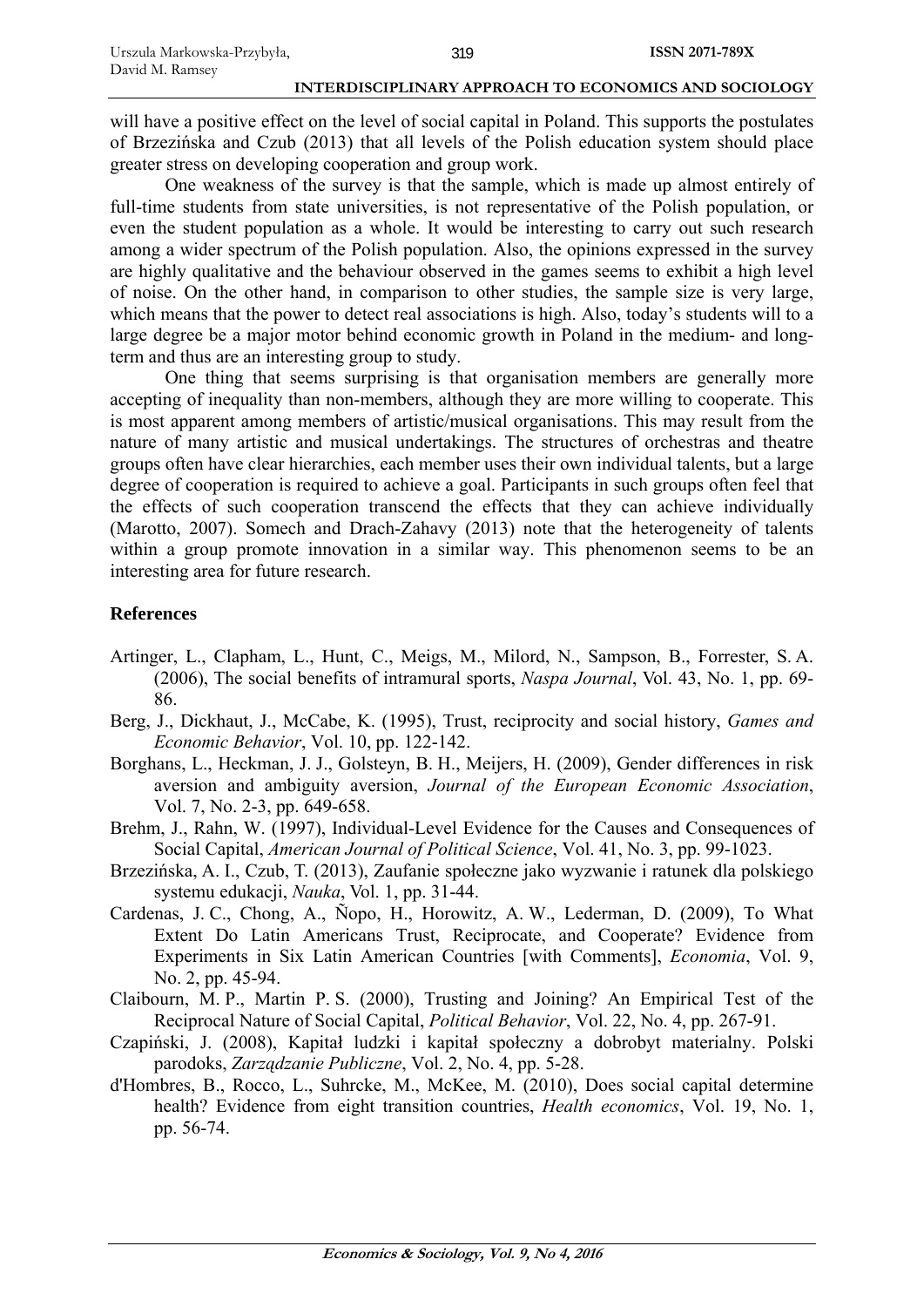will have a positive effect on the level of social capital in Poland. This supports the postulates of Brzezińska and Czub (2013) that all levels of the Polish education system should place greater stress on developing cooperation and group work.

One weakness of the survey is that the sample, which is made up almost entirely of full-time students from state universities, is not representative of the Polish population, or even the student population as a whole. It would be interesting to carry out such research among a wider spectrum of the Polish population. Also, the opinions expressed in the survey are highly qualitative and the behaviour observed in the games seems to exhibit a high level of noise. On the other hand, in comparison to other studies, the sample size is very large, which means that the power to detect real associations is high. Also, today's students will to a large degree be a major motor behind economic growth in Poland in the medium- and long-term and thus are an interesting group to study.

One thing that seems surprising is that organisation members are generally more accepting of inequality than non-members, although they are more willing to cooperate. This is most apparent among members of artistic/musical organisations. This may result from the nature of many artistic and musical undertakings. The structures of orchestras and theatre groups often have clear hierarchies, each member uses their own individual talents, but a large degree of cooperation is required to achieve a goal. Participants in such groups often feel that the effects of such cooperation transcend the effects that they can achieve individually (Marotto, 2007). Somech and Drach-Zahavy (2013) note that the heterogeneity of talents within a group promote innovation in a similar way. This phenomenon seems to be an interesting area for future research.

## References

Artinger, L., Clapham, L., Hunt, C., Meigs, M., Milord, N., Sampson, B., Forrester, S. A. (2006), The social benefits of intramural sports, *Naspa Journal*, Vol. 43, No. 1, pp. 69-86.

Berg, J., Dickhaut, J., McCabe, K. (1995), Trust, reciprocity and social history, *Games and Economic Behavior*, Vol. 10, pp. 122-142.

Borghans, L., Heckman, J. J., Golsteyn, B. H., Meijers, H. (2009), Gender differences in risk aversion and ambiguity aversion, *Journal of the European Economic Association*, Vol. 7, No. 2-3, pp. 649-658.

Brehm, J., Rahn, W. (1997), Individual-Level Evidence for the Causes and Consequences of Social Capital, *American Journal of Political Science*, Vol. 41, No. 3, pp. 99-1023.

Brzezińska, A. I., Czub, T. (2013), Zaufanie społeczne jako wyzwanie i ratunek dla polskiego systemu edukacji, *Nauka*, Vol. 1, pp. 31-44.

Cardenas, J. C., Chong, A., Ñopo, H., Horowitz, A. W., Lederman, D. (2009), To What Extent Do Latin Americans Trust, Reciprocate, and Cooperate? Evidence from Experiments in Six Latin American Countries [with Comments], *Economia*, Vol. 9, No. 2, pp. 45-94.

Claibourn, M. P., Martin P. S. (2000), Trusting and Joining? An Empirical Test of the Reciprocal Nature of Social Capital, *Political Behavior*, Vol. 22, No. 4, pp. 267-91.

Czapiński, J. (2008), Kapitał ludzki i kapitał społeczny a dobrobyt materialny. Polski parodoks, *Zarządzanie Publiczne*, Vol. 2, No. 4, pp. 5-28.

d'Hombres, B., Rocco, L., Suhrcke, M., McKee, M. (2010), Does social capital determine health? Evidence from eight transition countries, *Health economics*, Vol. 19, No. 1, pp. 56-74.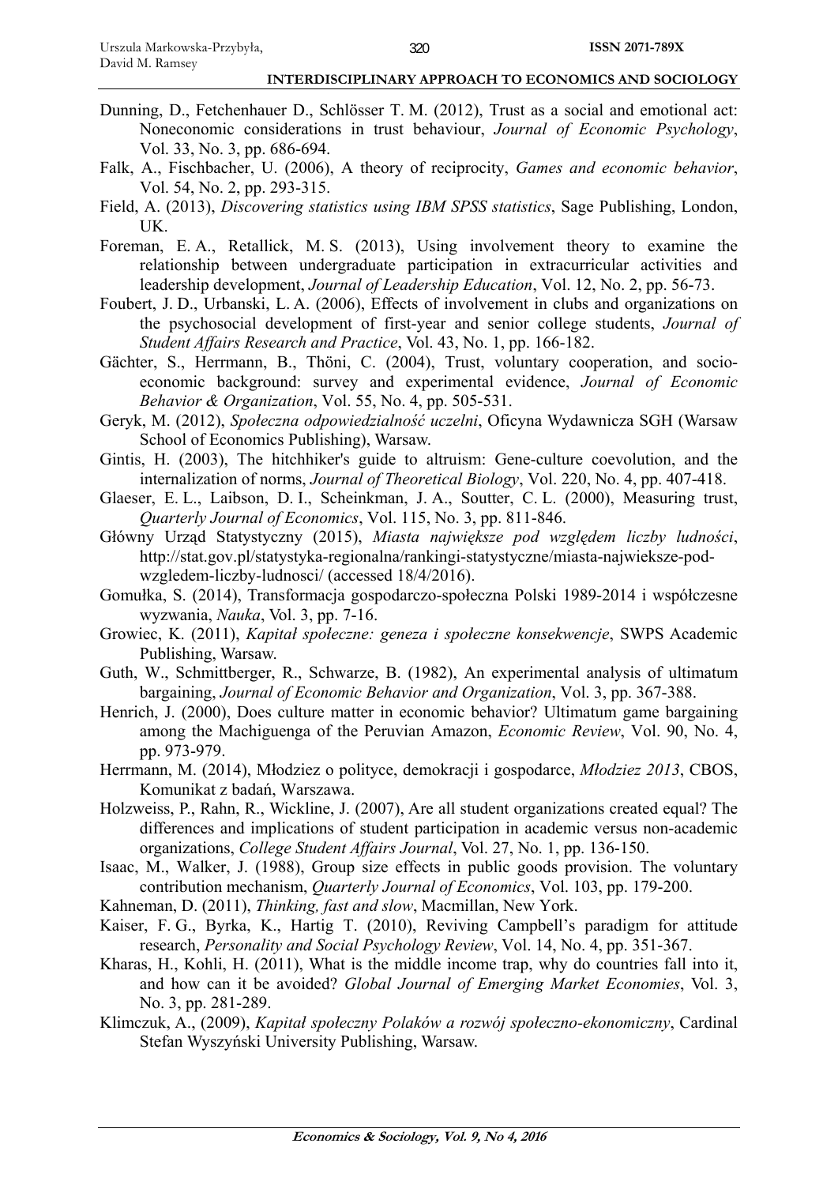Dunning, D., Fetchenhauer D., Schlösser T. M. (2012), Trust as a social and emotional act: Noneconomic considerations in trust behaviour, *Journal of Economic Psychology*, Vol. 33, No. 3, pp. 686-694.

Falk, A., Fischbacher, U. (2006), A theory of reciprocity, *Games and economic behavior*, Vol. 54, No. 2, pp. 293-315.

Field, A. (2013), *Discovering statistics using IBM SPSS statistics*, Sage Publishing, London, UK.

Foreman, E. A., Retallick, M. S. (2013), Using involvement theory to examine the relationship between undergraduate participation in extracurricular activities and leadership development, *Journal of Leadership Education*, Vol. 12, No. 2, pp. 56-73.

Foubert, J. D., Urbanski, L. A. (2006), Effects of involvement in clubs and organizations on the psychosocial development of first-year and senior college students, *Journal of Student Affairs Research and Practice*, Vol. 43, No. 1, pp. 166-182.

Gächter, S., Herrmann, B., Thöni, C. (2004), Trust, voluntary cooperation, and socio-economic background: survey and experimental evidence, *Journal of Economic Behavior & Organization*, Vol. 55, No. 4, pp. 505-531.

Geryk, M. (2012), *Społeczna odpowiedzialność uczelni*, Oficyna Wydawnicza SGH (Warsaw School of Economics Publishing), Warsaw.

Gintis, H. (2003), The hitchhiker's guide to altruism: Gene-culture coevolution, and the internalization of norms, *Journal of Theoretical Biology*, Vol. 220, No. 4, pp. 407-418.

Glaeser, E. L., Laibson, D. I., Scheinkman, J. A., Soutter, C. L. (2000), Measuring trust, *Quarterly Journal of Economics*, Vol. 115, No. 3, pp. 811-846.

Główny Urząd Statystyczny (2015), *Miasta największe pod względem liczby ludności*, http://stat.gov.pl/statystyka-regionalna/rankingi-statystyczne/miasta-najwieksze-pod-wzgledem-liczby-ludnosci/ (accessed 18/4/2016).

Gomułka, S. (2014), Transformacja gospodarczo-społeczna Polski 1989-2014 i współczesne wyzwania, *Nauka*, Vol. 3, pp. 7-16.

Growiec, K. (2011), *Kapitał społeczne: geneza i społeczne konsekwencje*, SWPS Academic Publishing, Warsaw.

Guth, W., Schmittberger, R., Schwarze, B. (1982), An experimental analysis of ultimatum bargaining, *Journal of Economic Behavior and Organization*, Vol. 3, pp. 367-388.

Henrich, J. (2000), Does culture matter in economic behavior? Ultimatum game bargaining among the Machiguenga of the Peruvian Amazon, *Economic Review*, Vol. 90, No. 4, pp. 973-979.

Herrmann, M. (2014), Młodziez o polityce, demokracji i gospodarce, *Młodziez 2013*, CBOS, Komunikat z badań, Warszawa.

Holzweiss, P., Rahn, R., Wickline, J. (2007), Are all student organizations created equal? The differences and implications of student participation in academic versus non-academic organizations, *College Student Affairs Journal*, Vol. 27, No. 1, pp. 136-150.

Isaac, M., Walker, J. (1988), Group size effects in public goods provision. The voluntary contribution mechanism, *Quarterly Journal of Economics*, Vol. 103, pp. 179-200.

Kahneman, D. (2011), *Thinking, fast and slow*, Macmillan, New York.

Kaiser, F. G., Byrka, K., Hartig T. (2010), Reviving Campbell's paradigm for attitude research, *Personality and Social Psychology Review*, Vol. 14, No. 4, pp. 351-367.

Kharas, H., Kohli, H. (2011), What is the middle income trap, why do countries fall into it, and how can it be avoided? *Global Journal of Emerging Market Economies*, Vol. 3, No. 3, pp. 281-289.

Klimczuk, A., (2009), *Kapitał społeczny Polaków a rozwój społeczno-ekonomiczny*, Cardinal Stefan Wyszyński University Publishing, Warsaw.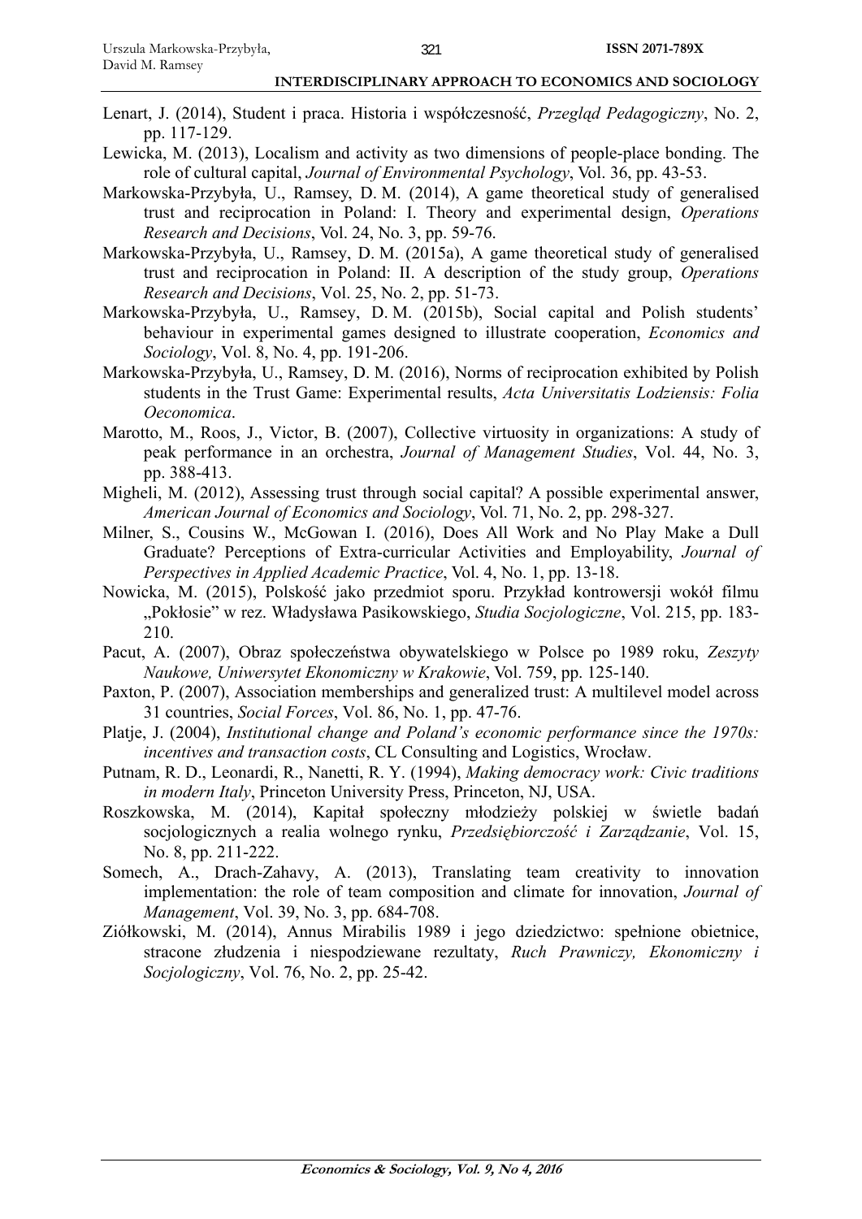Lenart, J. (2014), Student i praca. Historia i współczesność, *Przegląd Pedagogiczny*, No. 2, pp. 117-129.

Lewicka, M. (2013), Localism and activity as two dimensions of people-place bonding. The role of cultural capital, *Journal of Environmental Psychology*, Vol. 36, pp. 43-53.

Markowska-Przybyła, U., Ramsey, D. M. (2014), A game theoretical study of generalised trust and reciprocation in Poland: I. Theory and experimental design, *Operations Research and Decisions*, Vol. 24, No. 3, pp. 59-76.

Markowska-Przybyła, U., Ramsey, D. M. (2015a), A game theoretical study of generalised trust and reciprocation in Poland: II. A description of the study group, *Operations Research and Decisions*, Vol. 25, No. 2, pp. 51-73.

Markowska-Przybyła, U., Ramsey, D. M. (2015b), Social capital and Polish students' behaviour in experimental games designed to illustrate cooperation, *Economics and Sociology*, Vol. 8, No. 4, pp. 191-206.

Markowska-Przybyła, U., Ramsey, D. M. (2016), Norms of reciprocation exhibited by Polish students in the Trust Game: Experimental results, *Acta Universitatis Lodziensis: Folia Oeconomica*.

Marotto, M., Roos, J., Victor, B. (2007), Collective virtuosity in organizations: A study of peak performance in an orchestra, *Journal of Management Studies*, Vol. 44, No. 3, pp. 388-413.

Migheli, M. (2012), Assessing trust through social capital? A possible experimental answer, *American Journal of Economics and Sociology*, Vol. 71, No. 2, pp. 298-327.

Milner, S., Cousins W., McGowan I. (2016), Does All Work and No Play Make a Dull Graduate? Perceptions of Extra-curricular Activities and Employability, *Journal of Perspectives in Applied Academic Practice*, Vol. 4, No. 1, pp. 13-18.

Nowicka, M. (2015), Polskość jako przedmiot sporu. Przykład kontrowersji wokół filmu „Pokłosie" w rez. Władysława Pasikowskiego, *Studia Socjologiczne*, Vol. 215, pp. 183-210.

Pacut, A. (2007), Obraz społeczeństwa obywatelskiego w Polsce po 1989 roku, *Zeszyty Naukowe, Uniwersytet Ekonomiczny w Krakowie*, Vol. 759, pp. 125-140.

Paxton, P. (2007), Association memberships and generalized trust: A multilevel model across 31 countries, *Social Forces*, Vol. 86, No. 1, pp. 47-76.

Platje, J. (2004), *Institutional change and Poland's economic performance since the 1970s: incentives and transaction costs*, CL Consulting and Logistics, Wrocław.

Putnam, R. D., Leonardi, R., Nanetti, R. Y. (1994), *Making democracy work: Civic traditions in modern Italy*, Princeton University Press, Princeton, NJ, USA.

Roszkowska, M. (2014), Kapitał społeczny młodzieży polskiej w świetle badań socjologicznych a realia wolnego rynku, *Przedsiębiorczość i Zarządzanie*, Vol. 15, No. 8, pp. 211-222.

Somech, A., Drach-Zahavy, A. (2013), Translating team creativity to innovation implementation: the role of team composition and climate for innovation, *Journal of Management*, Vol. 39, No. 3, pp. 684-708.

Ziółkowski, M. (2014), Annus Mirabilis 1989 i jego dziedzictwo: spełnione obietnice, stracone złudzenia i niespodziewane rezultaty, *Ruch Prawniczy, Ekonomiczny i Socjologiczny*, Vol. 76, No. 2, pp. 25-42.